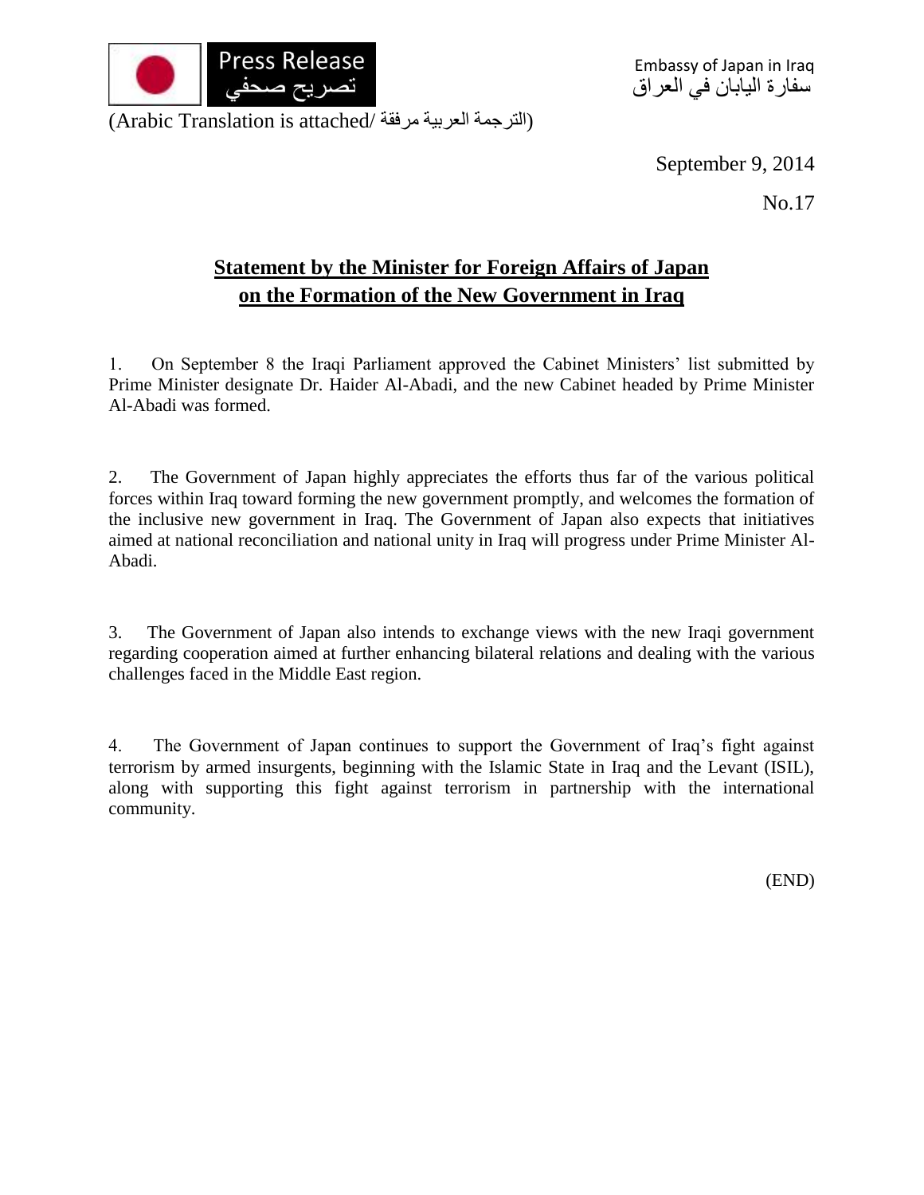Press Release
تصريح صحفي

Embassy of Japan in Iraq
سفارة اليابان في العراق

(Arabic Translation is attached/ الترجمة العربية مرفقة)

September 9, 2014

No.17

## Statement by the Minister for Foreign Affairs of Japan on the Formation of the New Government in Iraq

1. On September 8 the Iraqi Parliament approved the Cabinet Ministers' list submitted by Prime Minister designate Dr. Haider Al-Abadi, and the new Cabinet headed by Prime Minister Al-Abadi was formed.

2. The Government of Japan highly appreciates the efforts thus far of the various political forces within Iraq toward forming the new government promptly, and welcomes the formation of the inclusive new government in Iraq. The Government of Japan also expects that initiatives aimed at national reconciliation and national unity in Iraq will progress under Prime Minister Al-Abadi.

3. The Government of Japan also intends to exchange views with the new Iraqi government regarding cooperation aimed at further enhancing bilateral relations and dealing with the various challenges faced in the Middle East region.

4. The Government of Japan continues to support the Government of Iraq's fight against terrorism by armed insurgents, beginning with the Islamic State in Iraq and the Levant (ISIL), along with supporting this fight against terrorism in partnership with the international community.

(END)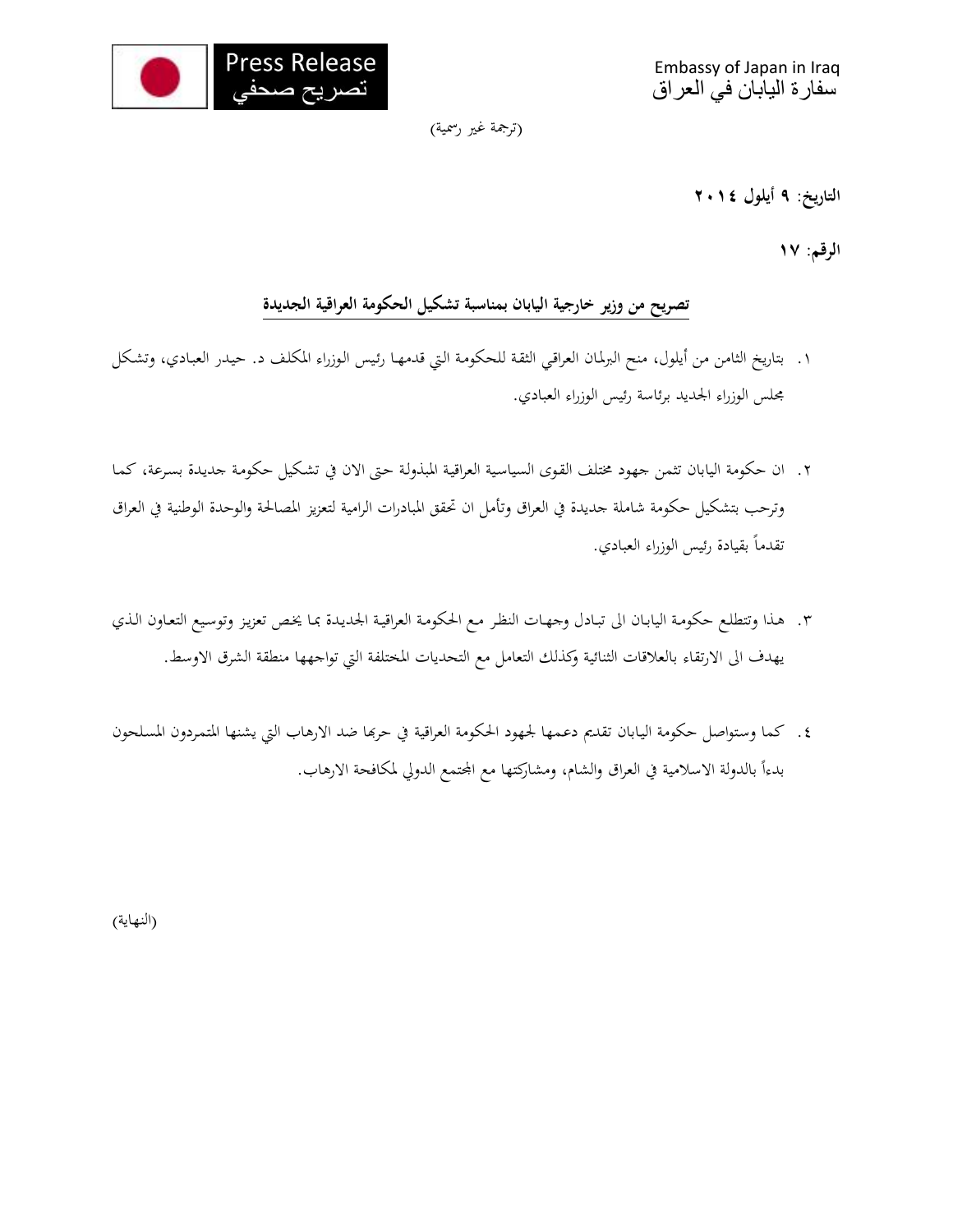Press Release
تصريح صحفي

Embassy of Japan in Iraq
سفارة اليابان في العراق

(ترجمة غير رسمية)

**التاريخ: ٩ أيلول ٢٠١٤**

**الرقم: ١٧**

## تصريح من وزير خارجية اليابان بمناسبة تشكيل الحكومة العراقية الجديدة

١. بتاريخ الثامن من أيلول، منح البرلمان العراقي الثقة للحكومة التي قدمها رئيس الوزراء المكلف د. حيدر العبادي، وتشكل مجلس الوزراء الجديد برئاسة رئيس الوزراء العبادي.

٢. ان حكومة اليابان تثمن جهود مختلف القوى السياسية العراقية المبذولة حتى الان في تشكيل حكومة جديدة بسرعة، كما وترحب بتشكيل حكومة شاملة جديدة في العراق وتأمل ان تحقق المبادرات الرامية لتعزيز المصالحة والوحدة الوطنية في العراق تقدماً بقيادة رئيس الوزراء العبادي.

٣. هذا وتتطلع حكومة اليابان الى تبادل وجهات النظر مع الحكومة العراقية الجديدة بما يخص تعزيز وتوسيع التعاون الذي يهدف الى الارتقاء بالعلاقات الثنائية وكذلك التعامل مع التحديات المختلفة التي تواجهها منطقة الشرق الاوسط.

٤. كما وستواصل حكومة اليابان تقديم دعمها لجهود الحكومة العراقية في حربها ضد الارهاب التي يشنها المتمردون المسلحون بدءاً بالدولة الاسلامية في العراق والشام، ومشاركتها مع المجتمع الدولي لمكافحة الارهاب.

(النهاية)